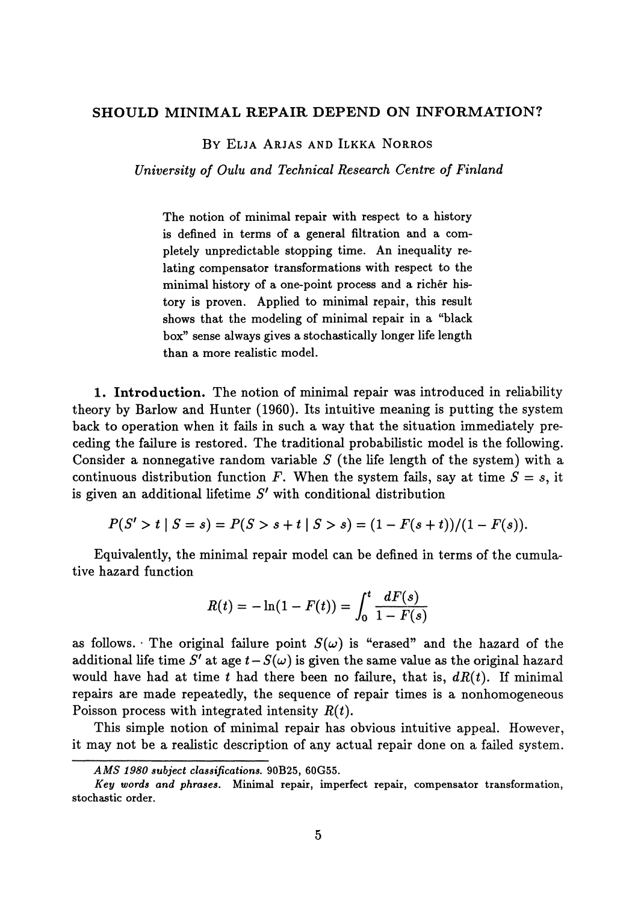# SHOULD MINIMAL REPAIR DEPEND ON INFORMATION?

BY ELJA ARJAS AND ILKKA NORROS

*University of Oulu and Technical Research Centre of Finland*

> The notion of minimal repair with respect to a history is defined in terms of a general filtration and a completely unpredictable stopping time. An inequality relating compensator transformations with respect to the minimal history of a one-point process and a richer history is proven. Applied to minimal repair, this result shows that the modeling of minimal repair in a "black box" sense always gives a stochastically longer life length than a more realistic model.

**1. Introduction.** The notion of minimal repair was introduced in reliability theory by Barlow and Hunter (1960). Its intuitive meaning is putting the system back to operation when it fails in such a way that the situation immediately preceding the failure is restored. The traditional probabilistic model is the following. Consider a nonnegative random variable $S$ (the life length of the system) with a continuous distribution function $F$. When the system fails, say at time $S = s$, it is given an additional lifetime $S'$ with conditional distribution

$$P(S' > t \mid S = s) = P(S > s + t \mid S > s) = (1 - F(s + t))/(1 - F(s)).$$

Equivalently, the minimal repair model can be defined in terms of the cumulative hazard function

$$R(t) = -\ln(1 - F(t)) = \int_0^t \frac{dF(s)}{1 - F(s)}$$

as follows. The original failure point $S(\omega)$ is "erased" and the hazard of the additional life time $S'$ at age $t - S(\omega)$ is given the same value as the original hazard would have had at time $t$ had there been no failure, that is, $dR(t)$. If minimal repairs are made repeatedly, the sequence of repair times is a nonhomogeneous Poisson process with integrated intensity $R(t)$.

This simple notion of minimal repair has obvious intuitive appeal. However, it may not be a realistic description of any actual repair done on a failed system.

---

*AMS 1980 subject classifications.* 90B25, 60G55.

*Key words and phrases.* Minimal repair, imperfect repair, compensator transformation, stochastic order.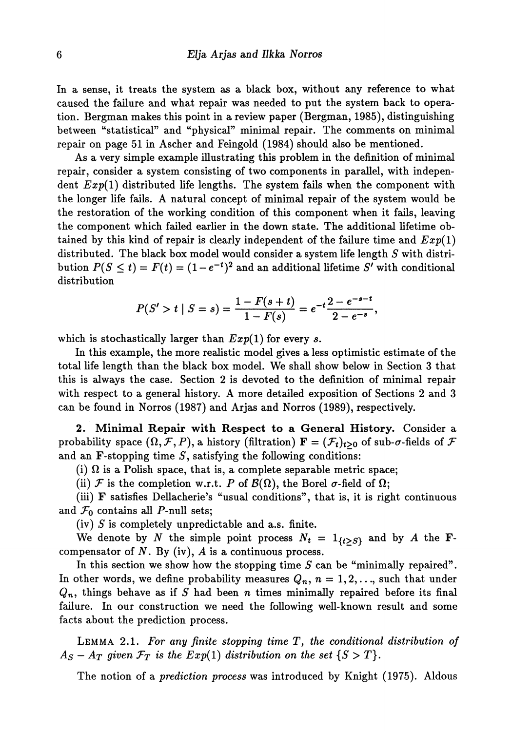In a sense, it treats the system as a black box, without any reference to what caused the failure and what repair was needed to put the system back to operation. Bergman makes this point in a review paper (Bergman, 1985), distinguishing between "statistical" and "physical" minimal repair. The comments on minimal repair on page 51 in Ascher and Feingold (1984) should also be mentioned.

As a very simple example illustrating this problem in the definition of minimal repair, consider a system consisting of two components in parallel, with independent $Exp(1)$ distributed life lengths. The system fails when the component with the longer life fails. A natural concept of minimal repair of the system would be the restoration of the working condition of this component when it fails, leaving the component which failed earlier in the down state. The additional lifetime obtained by this kind of repair is clearly independent of the failure time and $Exp(1)$ distributed. The black box model would consider a system life length $S$ with distribution $P(S \leq t) = F(t) = (1 - e^{-t})^2$ and an additional lifetime $S'$ with conditional distribution

$$P(S' > t \mid S = s) = \frac{1 - F(s+t)}{1 - F(s)} = e^{-t} \frac{2 - e^{-s-t}}{2 - e^{-s}},$$

which is stochastically larger than $Exp(1)$ for every $s$.

In this example, the more realistic model gives a less optimistic estimate of the total life length than the black box model. We shall show below in Section 3 that this is always the case. Section 2 is devoted to the definition of minimal repair with respect to a general history. A more detailed exposition of Sections 2 and 3 can be found in Norros (1987) and Arjas and Norros (1989), respectively.

**2. Minimal Repair with Respect to a General History.** Consider a probability space $(\Omega, \mathcal{F}, P)$, a history (filtration) $\mathbf{F} = (\mathcal{F}_t)_{t \geq 0}$ of sub-$\sigma$-fields of $\mathcal{F}$ and an $\mathbf{F}$-stopping time $S$, satisfying the following conditions:

(i) $\Omega$ is a Polish space, that is, a complete separable metric space;

(ii) $\mathcal{F}$ is the completion w.r.t. $P$ of $\mathcal{B}(\Omega)$, the Borel $\sigma$-field of $\Omega$;

(iii) $\mathbf{F}$ satisfies Dellacherie's "usual conditions", that is, it is right continuous and $\mathcal{F}_0$ contains all $P$-null sets;

(iv) $S$ is completely unpredictable and a.s. finite.

We denote by $N$ the simple point process $N_t = 1_{\{t \geq S\}}$ and by $A$ the $\mathbf{F}$-compensator of $N$. By (iv), $A$ is a continuous process.

In this section we show how the stopping time $S$ can be "minimally repaired". In other words, we define probability measures $Q_n$, $n = 1, 2, \ldots$, such that under $Q_n$, things behave as if $S$ had been $n$ times minimally repaired before its final failure. In our construction we need the following well-known result and some facts about the prediction process.

LEMMA 2.1. *For any finite stopping time $T$, the conditional distribution of $A_S - A_T$ given $\mathcal{F}_T$ is the $Exp(1)$ distribution on the set $\{S > T\}$.*

The notion of a *prediction process* was introduced by Knight (1975). Aldous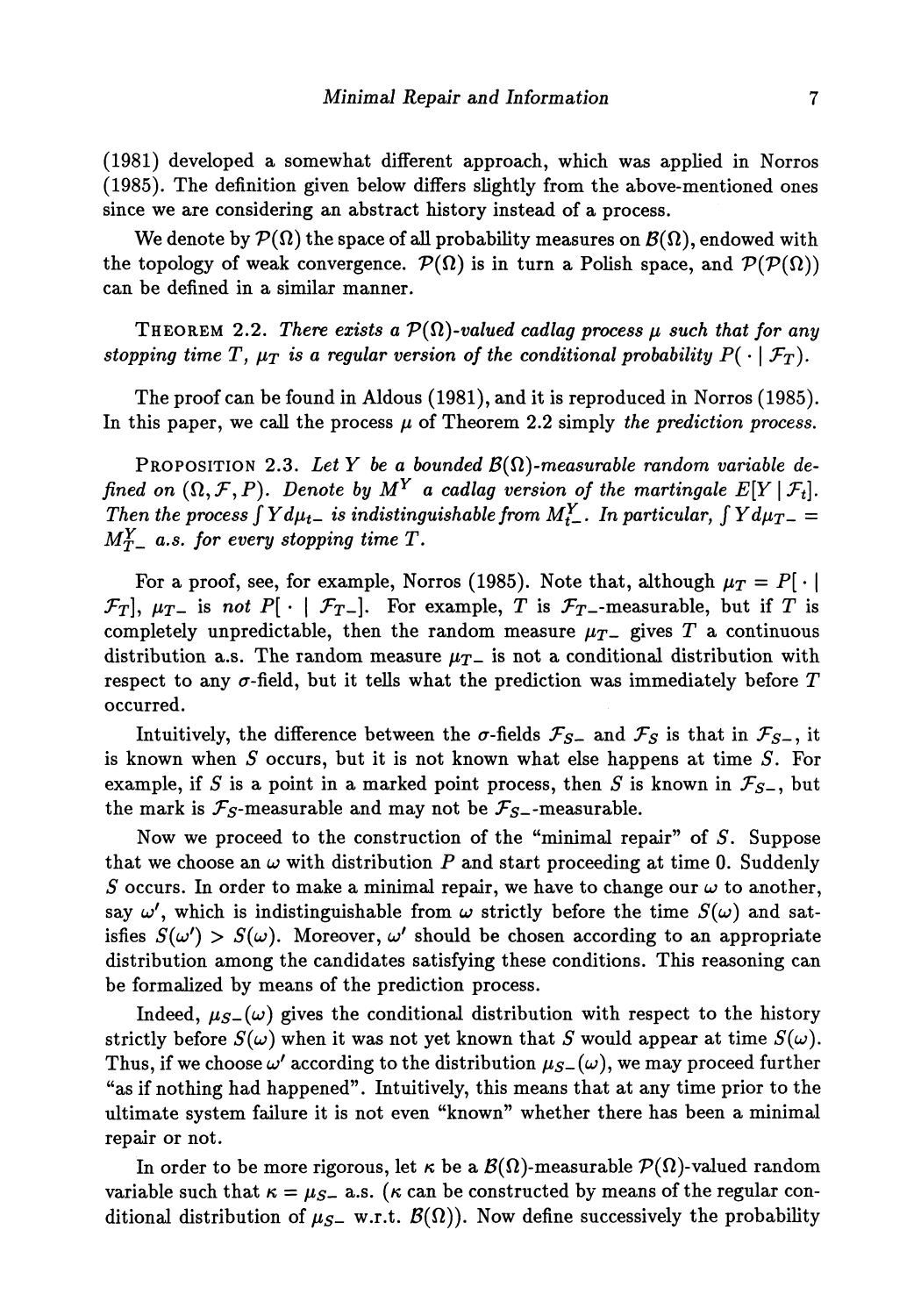(1981) developed a somewhat different approach, which was applied in Norros (1985). The definition given below differs slightly from the above-mentioned ones since we are considering an abstract history instead of a process.

We denote by $\mathcal{P}(\Omega)$ the space of all probability measures on $\mathcal{B}(\Omega)$, endowed with the topology of weak convergence. $\mathcal{P}(\Omega)$ is in turn a Polish space, and $\mathcal{P}(\mathcal{P}(\Omega))$ can be defined in a similar manner.

THEOREM 2.2. *There exists a $\mathcal{P}(\Omega)$-valued cadlag process $\mu$ such that for any stopping time $T$, $\mu_T$ is a regular version of the conditional probability $P(\,\cdot \mid \mathcal{F}_T)$.*

The proof can be found in Aldous (1981), and it is reproduced in Norros (1985). In this paper, we call the process $\mu$ of Theorem 2.2 simply *the prediction process.*

PROPOSITION 2.3. *Let $Y$ be a bounded $\mathcal{B}(\Omega)$-measurable random variable defined on $(\Omega, \mathcal{F}, P)$. Denote by $M^Y$ a cadlag version of the martingale $E[Y \mid \mathcal{F}_t]$. Then the process $\int Y d\mu_{t-}$ is indistinguishable from $M^Y_{t-}$. In particular, $\int Y d\mu_{T-} = M^Y_{T-}$ a.s. for every stopping time $T$.*

For a proof, see, for example, Norros (1985). Note that, although $\mu_T = P[\,\cdot \mid \mathcal{F}_T]$, $\mu_{T-}$ is *not* $P[\,\cdot \mid \mathcal{F}_{T-}]$. For example, $T$ is $\mathcal{F}_{T-}$-measurable, but if $T$ is completely unpredictable, then the random measure $\mu_{T-}$ gives $T$ a continuous distribution a.s. The random measure $\mu_{T-}$ is not a conditional distribution with respect to any $\sigma$-field, but it tells what the prediction was immediately before $T$ occurred.

Intuitively, the difference between the $\sigma$-fields $\mathcal{F}_{S-}$ and $\mathcal{F}_S$ is that in $\mathcal{F}_{S-}$, it is known when $S$ occurs, but it is not known what else happens at time $S$. For example, if $S$ is a point in a marked point process, then $S$ is known in $\mathcal{F}_{S-}$, but the mark is $\mathcal{F}_S$-measurable and may not be $\mathcal{F}_{S-}$-measurable.

Now we proceed to the construction of the "minimal repair" of $S$. Suppose that we choose an $\omega$ with distribution $P$ and start proceeding at time 0. Suddenly $S$ occurs. In order to make a minimal repair, we have to change our $\omega$ to another, say $\omega'$, which is indistinguishable from $\omega$ strictly before the time $S(\omega)$ and satisfies $S(\omega') > S(\omega)$. Moreover, $\omega'$ should be chosen according to an appropriate distribution among the candidates satisfying these conditions. This reasoning can be formalized by means of the prediction process.

Indeed, $\mu_{S-}(\omega)$ gives the conditional distribution with respect to the history strictly before $S(\omega)$ when it was not yet known that $S$ would appear at time $S(\omega)$. Thus, if we choose $\omega'$ according to the distribution $\mu_{S-}(\omega)$, we may proceed further "as if nothing had happened". Intuitively, this means that at any time prior to the ultimate system failure it is not even "known" whether there has been a minimal repair or not.

In order to be more rigorous, let $\kappa$ be a $\mathcal{B}(\Omega)$-measurable $\mathcal{P}(\Omega)$-valued random variable such that $\kappa = \mu_{S-}$ a.s. ($\kappa$ can be constructed by means of the regular conditional distribution of $\mu_{S-}$ w.r.t. $\mathcal{B}(\Omega)$). Now define successively the probability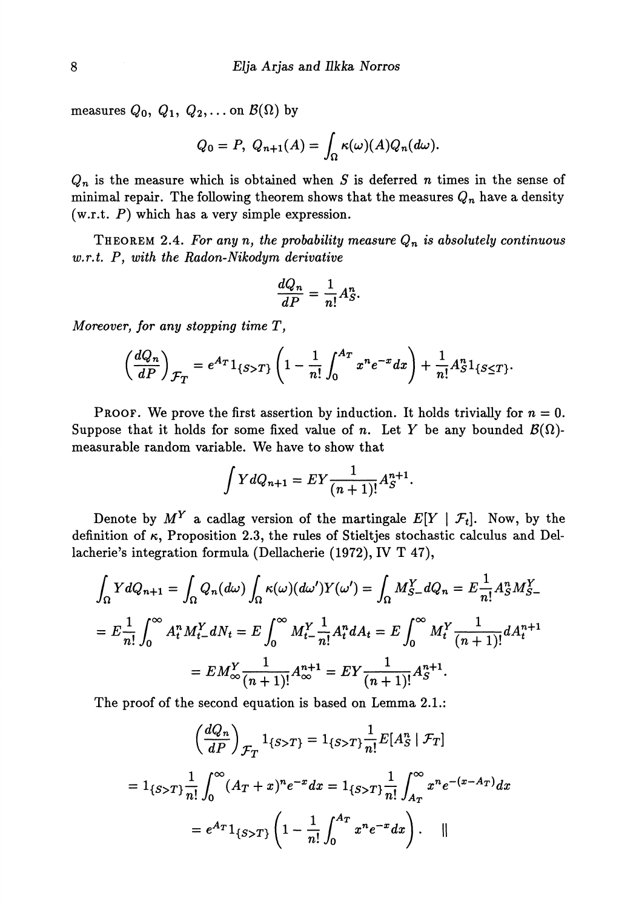measures $Q_0, Q_1, Q_2, \dots$ on $\mathcal{B}(\Omega)$ by

$$Q_0 = P, \; Q_{n+1}(A) = \int_\Omega \kappa(\omega)(A) Q_n(d\omega).$$

$Q_n$ is the measure which is obtained when $S$ is deferred $n$ times in the sense of minimal repair. The following theorem shows that the measures $Q_n$ have a density (w.r.t. $P$) which has a very simple expression.

THEOREM 2.4. *For any $n$, the probability measure $Q_n$ is absolutely continuous w.r.t. $P$, with the Radon-Nikodym derivative*

$$\frac{dQ_n}{dP} = \frac{1}{n!} A_S^n.$$

*Moreover, for any stopping time $T$,*

$$\left(\frac{dQ_n}{dP}\right)_{\mathcal{F}_T} = e^{A_T} 1_{\{S>T\}} \left(1 - \frac{1}{n!}\int_0^{A_T} x^n e^{-x} dx\right) + \frac{1}{n!} A_S^n 1_{\{S \le T\}}.$$

PROOF. We prove the first assertion by induction. It holds trivially for $n = 0$. Suppose that it holds for some fixed value of $n$. Let $Y$ be any bounded $\mathcal{B}(\Omega)$-measurable random variable. We have to show that

$$\int Y dQ_{n+1} = EY \frac{1}{(n+1)!} A_S^{n+1}.$$

Denote by $M^Y$ a cadlag version of the martingale $E[Y \mid \mathcal{F}_t]$. Now, by the definition of $\kappa$, Proposition 2.3, the rules of Stieltjes stochastic calculus and Dellacherie's integration formula (Dellacherie (1972), IV T 47),

$$\int_\Omega Y dQ_{n+1} = \int_\Omega Q_n(d\omega) \int_\Omega \kappa(\omega)(d\omega') Y(\omega') = \int_\Omega M_{S-}^Y dQ_n = E\frac{1}{n!} A_S^n M_{S-}^Y$$

$$= E\frac{1}{n!}\int_0^\infty A_t^n M_{t-}^Y dN_t = E\int_0^\infty M_{t-}^Y \frac{1}{n!} A_t^n dA_t = E\int_0^\infty M_t^Y \frac{1}{(n+1)!} dA_t^{n+1}$$

$$= EM_\infty^Y \frac{1}{(n+1)!} A_\infty^{n+1} = EY \frac{1}{(n+1)!} A_S^{n+1}.$$

The proof of the second equation is based on Lemma 2.1.:

$$\left(\frac{dQ_n}{dP}\right)_{\mathcal{F}_T} 1_{\{S>T\}} = 1_{\{S>T\}} \frac{1}{n!} E[A_S^n \mid \mathcal{F}_T]$$

$$= 1_{\{S>T\}} \frac{1}{n!} \int_0^\infty (A_T + x)^n e^{-x} dx = 1_{\{S>T\}} \frac{1}{n!} \int_{A_T}^\infty x^n e^{-(x-A_T)} dx$$

$$= e^{A_T} 1_{\{S>T\}} \left(1 - \frac{1}{n!}\int_0^{A_T} x^n e^{-x} dx\right). \quad \|$$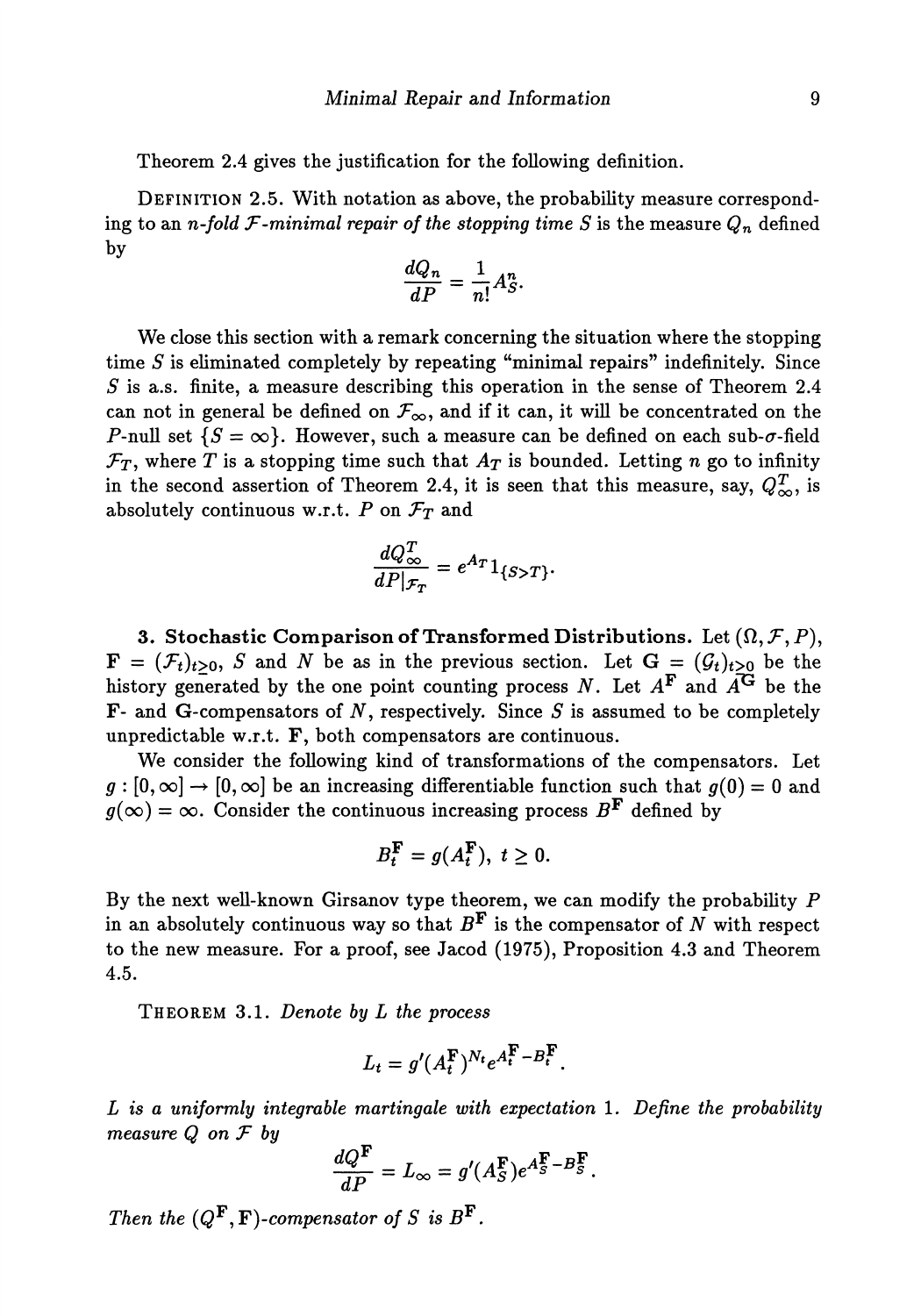Theorem 2.4 gives the justification for the following definition.

DEFINITION 2.5. With notation as above, the probability measure corresponding to an *n-fold $\mathcal{F}$-minimal repair of the stopping time $S$* is the measure $Q_n$ defined by

$$\frac{dQ_n}{dP} = \frac{1}{n!} A_S^n.$$

We close this section with a remark concerning the situation where the stopping time $S$ is eliminated completely by repeating "minimal repairs" indefinitely. Since $S$ is a.s. finite, a measure describing this operation in the sense of Theorem 2.4 can not in general be defined on $\mathcal{F}_\infty$, and if it can, it will be concentrated on the $P$-null set $\{S = \infty\}$. However, such a measure can be defined on each sub-$\sigma$-field $\mathcal{F}_T$, where $T$ is a stopping time such that $A_T$ is bounded. Letting $n$ go to infinity in the second assertion of Theorem 2.4, it is seen that this measure, say, $Q_\infty^T$, is absolutely continuous w.r.t. $P$ on $\mathcal{F}_T$ and

$$\frac{dQ_\infty^T}{dP|_{\mathcal{F}_T}} = e^{A_T} 1_{\{S > T\}}.$$

**3. Stochastic Comparison of Transformed Distributions.** Let $(\Omega, \mathcal{F}, P)$, $\mathbf{F} = (\mathcal{F}_t)_{t \geq 0}$, $S$ and $N$ be as in the previous section. Let $\mathbf{G} = (\mathcal{G}_t)_{t \geq 0}$ be the history generated by the one point counting process $N$. Let $A^{\mathbf{F}}$ and $A^{\mathbf{G}}$ be the $\mathbf{F}$- and $\mathbf{G}$-compensators of $N$, respectively. Since $S$ is assumed to be completely unpredictable w.r.t. $\mathbf{F}$, both compensators are continuous.

We consider the following kind of transformations of the compensators. Let $g : [0, \infty] \to [0, \infty]$ be an increasing differentiable function such that $g(0) = 0$ and $g(\infty) = \infty$. Consider the continuous increasing process $B^{\mathbf{F}}$ defined by

$$B_t^{\mathbf{F}} = g(A_t^{\mathbf{F}}), \ t \geq 0.$$

By the next well-known Girsanov type theorem, we can modify the probability $P$ in an absolutely continuous way so that $B^{\mathbf{F}}$ is the compensator of $N$ with respect to the new measure. For a proof, see Jacod (1975), Proposition 4.3 and Theorem 4.5.

THEOREM 3.1. *Denote by $L$ the process*

$$L_t = g'(A_t^{\mathbf{F}})^{N_t} e^{A_t^{\mathbf{F}} - B_t^{\mathbf{F}}}.$$

*$L$ is a uniformly integrable martingale with expectation 1. Define the probability measure $Q$ on $\mathcal{F}$ by*

$$\frac{dQ^{\mathbf{F}}}{dP} = L_\infty = g'(A_S^{\mathbf{F}}) e^{A_S^{\mathbf{F}} - B_S^{\mathbf{F}}}.$$

*Then the $(Q^{\mathbf{F}}, \mathbf{F})$-compensator of $S$ is $B^{\mathbf{F}}$.*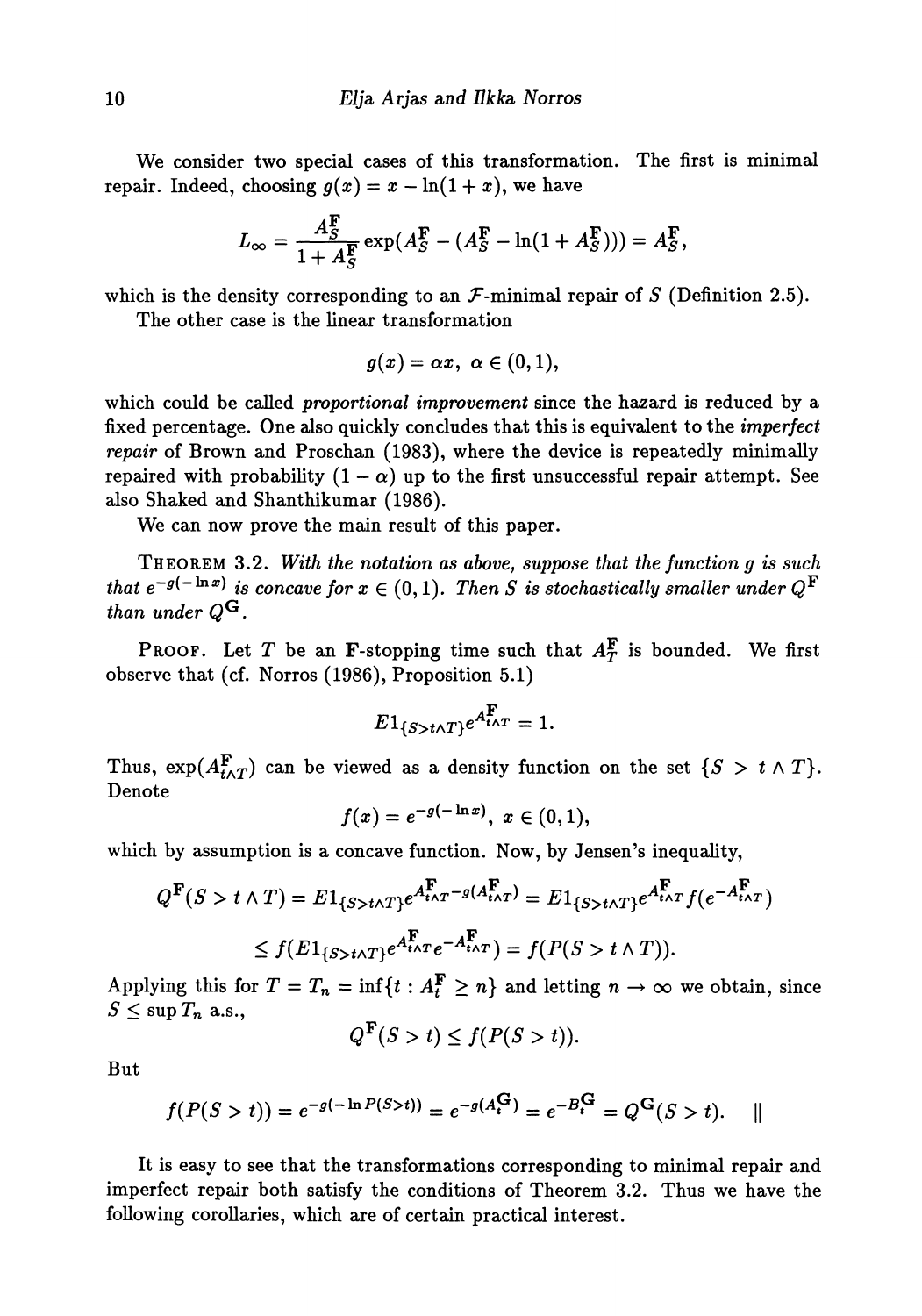We consider two special cases of this transformation. The first is minimal repair. Indeed, choosing $g(x) = x - \ln(1+x)$, we have

$$L_\infty = \frac{A_S^{\mathbf{F}}}{1 + A_S^{\mathbf{F}}} \exp(A_S^{\mathbf{F}} - (A_S^{\mathbf{F}} - \ln(1 + A_S^{\mathbf{F}}))) = A_S^{\mathbf{F}},$$

which is the density corresponding to an $\mathcal{F}$-minimal repair of $S$ (Definition 2.5).

The other case is the linear transformation

$$g(x) = \alpha x, \ \alpha \in (0,1),$$

which could be called *proportional improvement* since the hazard is reduced by a fixed percentage. One also quickly concludes that this is equivalent to the *imperfect repair* of Brown and Proschan (1983), where the device is repeatedly minimally repaired with probability $(1-\alpha)$ up to the first unsuccessful repair attempt. See also Shaked and Shanthikumar (1986).

We can now prove the main result of this paper.

THEOREM 3.2. *With the notation as above, suppose that the function $g$ is such that $e^{-g(-\ln x)}$ is concave for $x \in (0,1)$. Then $S$ is stochastically smaller under $Q^{\mathbf{F}}$ than under $Q^{\mathbf{G}}$.*

PROOF. Let $T$ be an $\mathbf{F}$-stopping time such that $A_T^{\mathbf{F}}$ is bounded. We first observe that (cf. Norros (1986), Proposition 5.1)

$$E 1_{\{S > t \wedge T\}} e^{A_{t \wedge T}^{\mathbf{F}}} = 1.$$

Thus, $\exp(A_{t\wedge T}^{\mathbf{F}})$ can be viewed as a density function on the set $\{S > t \wedge T\}$. Denote

$$f(x) = e^{-g(-\ln x)}, \ x \in (0,1),$$

which by assumption is a concave function. Now, by Jensen's inequality,

$$Q^{\mathbf{F}}(S > t \wedge T) = E 1_{\{S > t\wedge T\}} e^{A_{t\wedge T}^{\mathbf{F}} - g(A_{t\wedge T}^{\mathbf{F}})} = E 1_{\{S > t \wedge T\}} e^{A_{t\wedge T}^{\mathbf{F}}} f(e^{-A_{t\wedge T}^{\mathbf{F}}})$$

$$\leq f(E 1_{\{S > t\wedge T\}} e^{A_{t\wedge T}^{\mathbf{F}}} e^{-A_{t\wedge T}^{\mathbf{F}}}) = f(P(S > t \wedge T)).$$

Applying this for $T = T_n = \inf\{t : A_t^{\mathbf{F}} \geq n\}$ and letting $n \to \infty$ we obtain, since $S \leq \sup T_n$ a.s.,

$$Q^{\mathbf{F}}(S > t) \leq f(P(S > t)).$$

But

$$f(P(S > t)) = e^{-g(-\ln P(S > t))} = e^{-g(A_t^{\mathbf{G}})} = e^{-B_t^{\mathbf{G}}} = Q^{\mathbf{G}}(S > t). \quad \|$$

It is easy to see that the transformations corresponding to minimal repair and imperfect repair both satisfy the conditions of Theorem 3.2. Thus we have the following corollaries, which are of certain practical interest.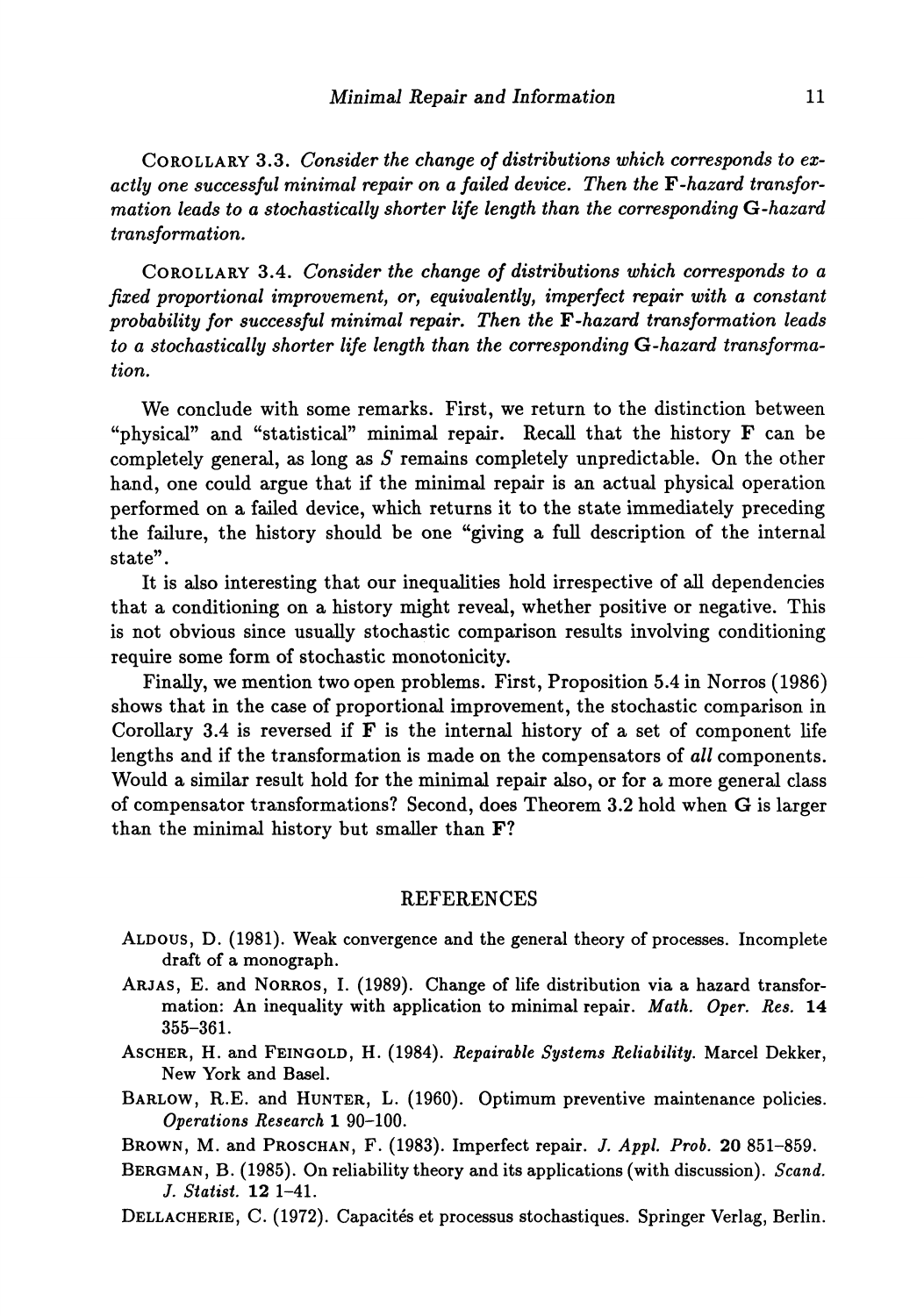COROLLARY 3.3. *Consider the change of distributions which corresponds to exactly one successful minimal repair on a failed device. Then the* **F**-*hazard transformation leads to a stochastically shorter life length than the corresponding* **G**-*hazard transformation.*

COROLLARY 3.4. *Consider the change of distributions which corresponds to a fixed proportional improvement, or, equivalently, imperfect repair with a constant probability for successful minimal repair. Then the* **F**-*hazard transformation leads to a stochastically shorter life length than the corresponding* **G**-*hazard transformation.*

We conclude with some remarks. First, we return to the distinction between "physical" and "statistical" minimal repair. Recall that the history **F** can be completely general, as long as $S$ remains completely unpredictable. On the other hand, one could argue that if the minimal repair is an actual physical operation performed on a failed device, which returns it to the state immediately preceding the failure, the history should be one "giving a full description of the internal state".

It is also interesting that our inequalities hold irrespective of all dependencies that a conditioning on a history might reveal, whether positive or negative. This is not obvious since usually stochastic comparison results involving conditioning require some form of stochastic monotonicity.

Finally, we mention two open problems. First, Proposition 5.4 in Norros (1986) shows that in the case of proportional improvement, the stochastic comparison in Corollary 3.4 is reversed if **F** is the internal history of a set of component life lengths and if the transformation is made on the compensators of *all* components. Would a similar result hold for the minimal repair also, or for a more general class of compensator transformations? Second, does Theorem 3.2 hold when **G** is larger than the minimal history but smaller than **F**?

## REFERENCES

ALDOUS, D. (1981). Weak convergence and the general theory of processes. Incomplete draft of a monograph.

ARJAS, E. and NORROS, I. (1989). Change of life distribution via a hazard transformation: An inequality with application to minimal repair. *Math. Oper. Res.* **14** 355–361.

ASCHER, H. and FEINGOLD, H. (1984). *Repairable Systems Reliability.* Marcel Dekker, New York and Basel.

BARLOW, R.E. and HUNTER, L. (1960). Optimum preventive maintenance policies. *Operations Research* **1** 90–100.

BROWN, M. and PROSCHAN, F. (1983). Imperfect repair. *J. Appl. Prob.* **20** 851–859.

BERGMAN, B. (1985). On reliability theory and its applications (with discussion). *Scand. J. Statist.* **12** 1–41.

DELLACHERIE, C. (1972). Capacités et processus stochastiques. Springer Verlag, Berlin.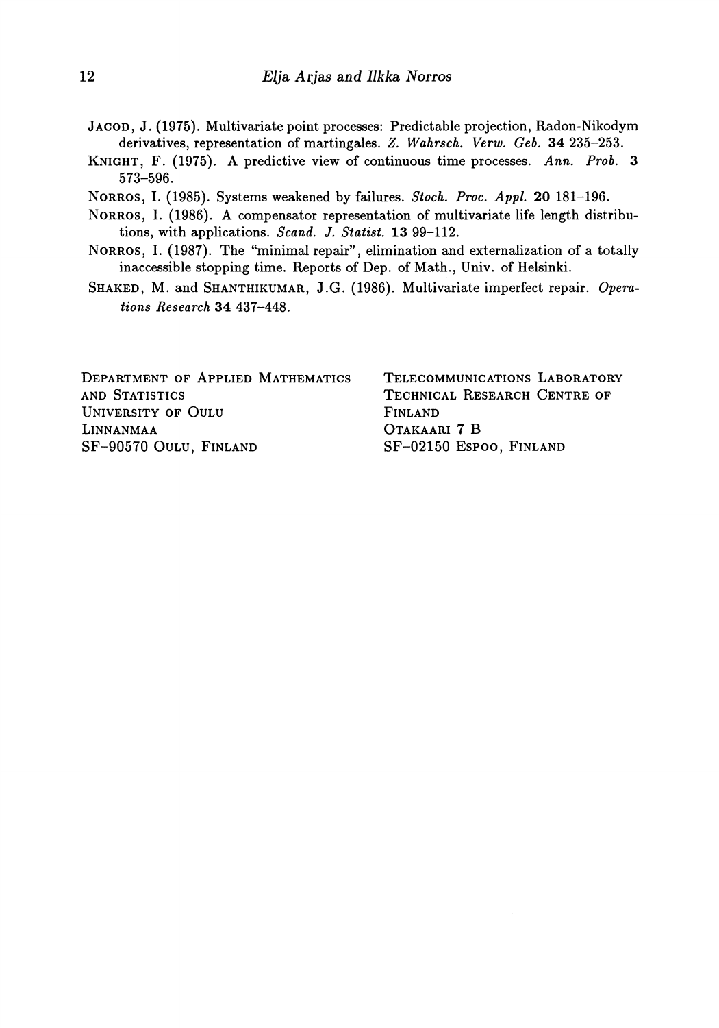JACOD, J. (1975). Multivariate point processes: Predictable projection, Radon-Nikodym derivatives, representation of martingales. *Z. Wahrsch. Verw. Geb.* **34** 235–253.

KNIGHT, F. (1975). A predictive view of continuous time processes. *Ann. Prob.* **3** 573–596.

NORROS, I. (1985). Systems weakened by failures. *Stoch. Proc. Appl.* **20** 181–196.

NORROS, I. (1986). A compensator representation of multivariate life length distributions, with applications. *Scand. J. Statist.* **13** 99–112.

NORROS, I. (1987). The "minimal repair", elimination and externalization of a totally inaccessible stopping time. Reports of Dep. of Math., Univ. of Helsinki.

SHAKED, M. and SHANTHIKUMAR, J.G. (1986). Multivariate imperfect repair. *Operations Research* **34** 437–448.

DEPARTMENT OF APPLIED MATHEMATICS AND STATISTICS
UNIVERSITY OF OULU
LINNANMAA
SF–90570 OULU, FINLAND

TELECOMMUNICATIONS LABORATORY
TECHNICAL RESEARCH CENTRE OF FINLAND
OTAKAARI 7 B
SF–02150 ESPOO, FINLAND